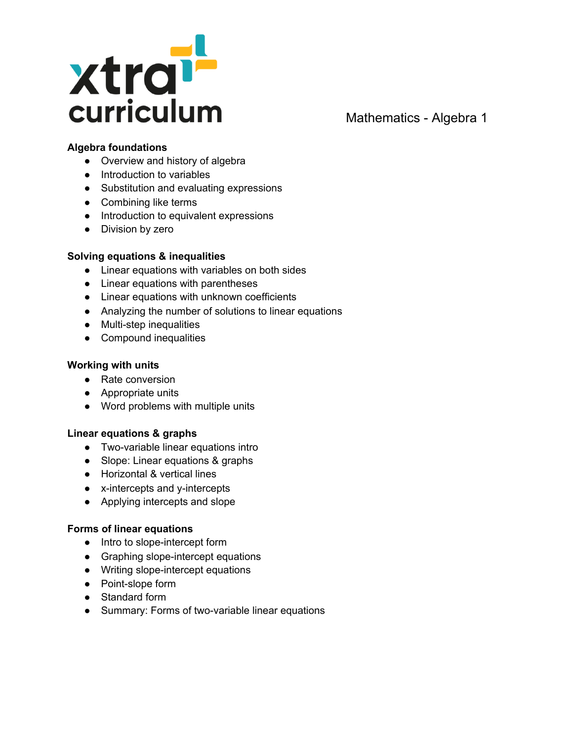xtra curriculum

# Mathematics - Algebra 1

**Algebra foundations**

- Overview and history of algebra
- Introduction to variables
- Substitution and evaluating expressions
- Combining like terms
- Introduction to equivalent expressions
- Division by zero

**Solving equations & inequalities**

- Linear equations with variables on both sides
- Linear equations with parentheses
- Linear equations with unknown coefficients
- Analyzing the number of solutions to linear equations
- Multi-step inequalities
- Compound inequalities

**Working with units**

- Rate conversion
- Appropriate units
- Word problems with multiple units

**Linear equations & graphs**

- Two-variable linear equations intro
- Slope: Linear equations & graphs
- Horizontal & vertical lines
- x-intercepts and y-intercepts
- Applying intercepts and slope

**Forms of linear equations**

- Intro to slope-intercept form
- Graphing slope-intercept equations
- Writing slope-intercept equations
- Point-slope form
- Standard form
- Summary: Forms of two-variable linear equations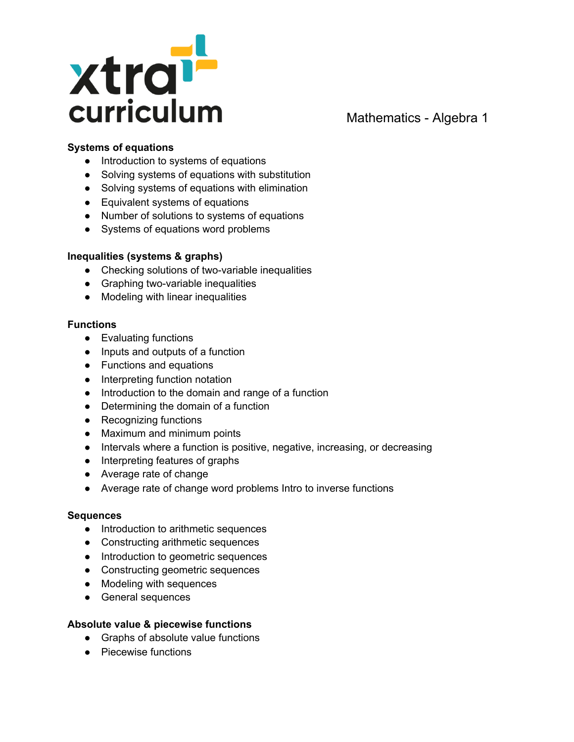xtra curriculum

Mathematics - Algebra 1

**Systems of equations**

- Introduction to systems of equations
- Solving systems of equations with substitution
- Solving systems of equations with elimination
- Equivalent systems of equations
- Number of solutions to systems of equations
- Systems of equations word problems

**Inequalities (systems & graphs)**

- Checking solutions of two-variable inequalities
- Graphing two-variable inequalities
- Modeling with linear inequalities

**Functions**

- Evaluating functions
- Inputs and outputs of a function
- Functions and equations
- Interpreting function notation
- Introduction to the domain and range of a function
- Determining the domain of a function
- Recognizing functions
- Maximum and minimum points
- Intervals where a function is positive, negative, increasing, or decreasing
- Interpreting features of graphs
- Average rate of change
- Average rate of change word problems Intro to inverse functions

**Sequences**

- Introduction to arithmetic sequences
- Constructing arithmetic sequences
- Introduction to geometric sequences
- Constructing geometric sequences
- Modeling with sequences
- General sequences

**Absolute value & piecewise functions**

- Graphs of absolute value functions
- Piecewise functions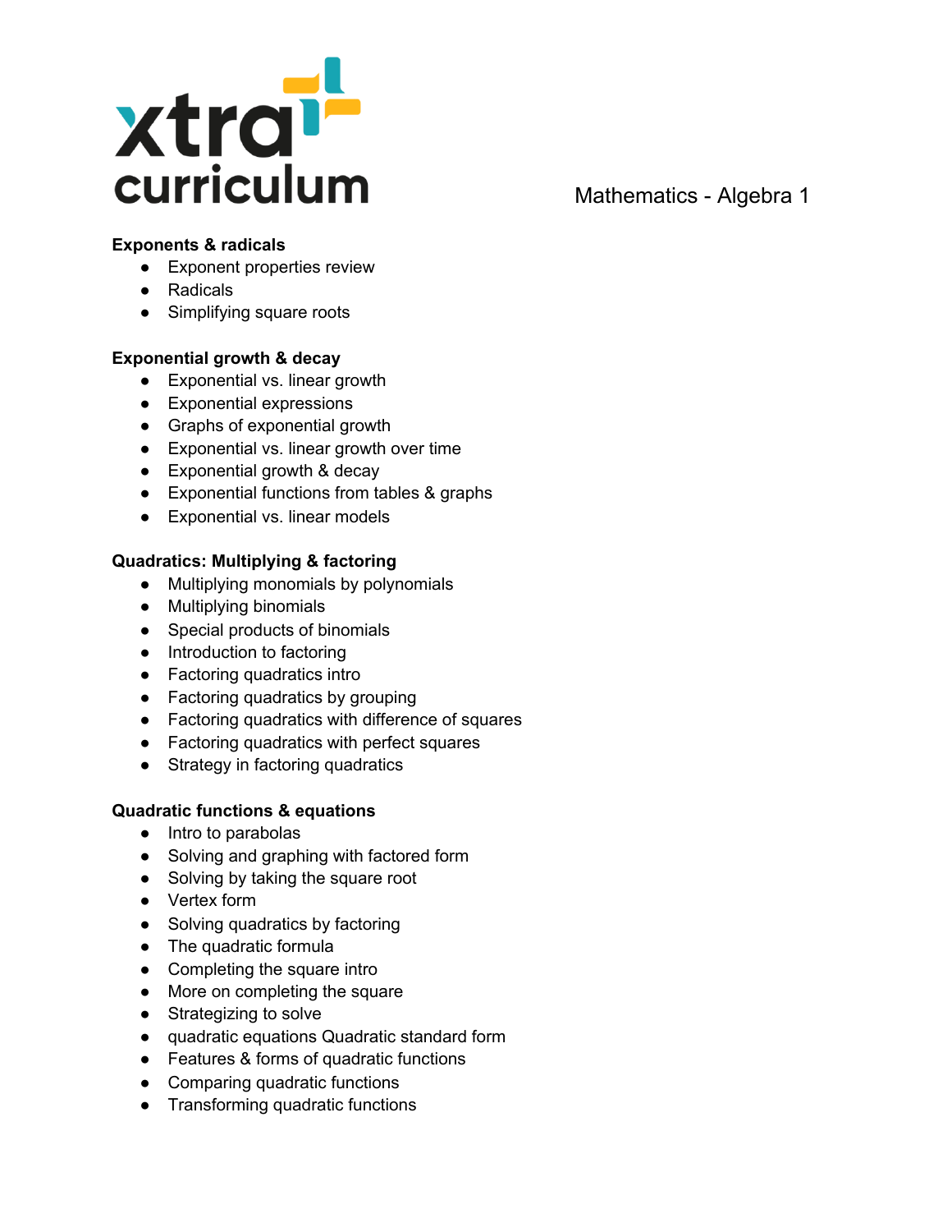xtra curriculum

Mathematics - Algebra 1

**Exponents & radicals**

- Exponent properties review
- Radicals
- Simplifying square roots

**Exponential growth & decay**

- Exponential vs. linear growth
- Exponential expressions
- Graphs of exponential growth
- Exponential vs. linear growth over time
- Exponential growth & decay
- Exponential functions from tables & graphs
- Exponential vs. linear models

**Quadratics: Multiplying & factoring**

- Multiplying monomials by polynomials
- Multiplying binomials
- Special products of binomials
- Introduction to factoring
- Factoring quadratics intro
- Factoring quadratics by grouping
- Factoring quadratics with difference of squares
- Factoring quadratics with perfect squares
- Strategy in factoring quadratics

**Quadratic functions & equations**

- Intro to parabolas
- Solving and graphing with factored form
- Solving by taking the square root
- Vertex form
- Solving quadratics by factoring
- The quadratic formula
- Completing the square intro
- More on completing the square
- Strategizing to solve
- quadratic equations Quadratic standard form
- Features & forms of quadratic functions
- Comparing quadratic functions
- Transforming quadratic functions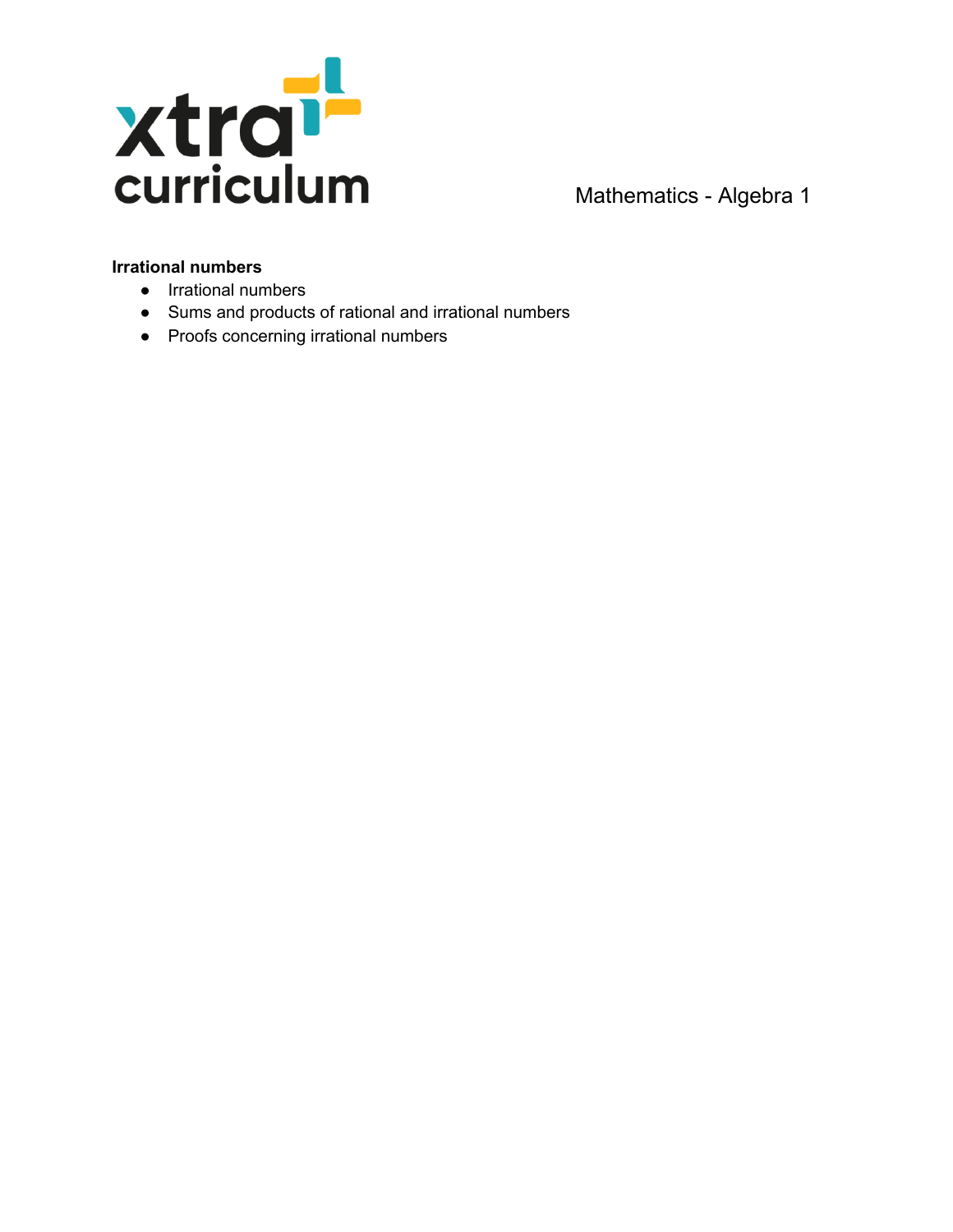Mathematics - Algebra 1

**Irrational numbers**

- Irrational numbers
- Sums and products of rational and irrational numbers
- Proofs concerning irrational numbers